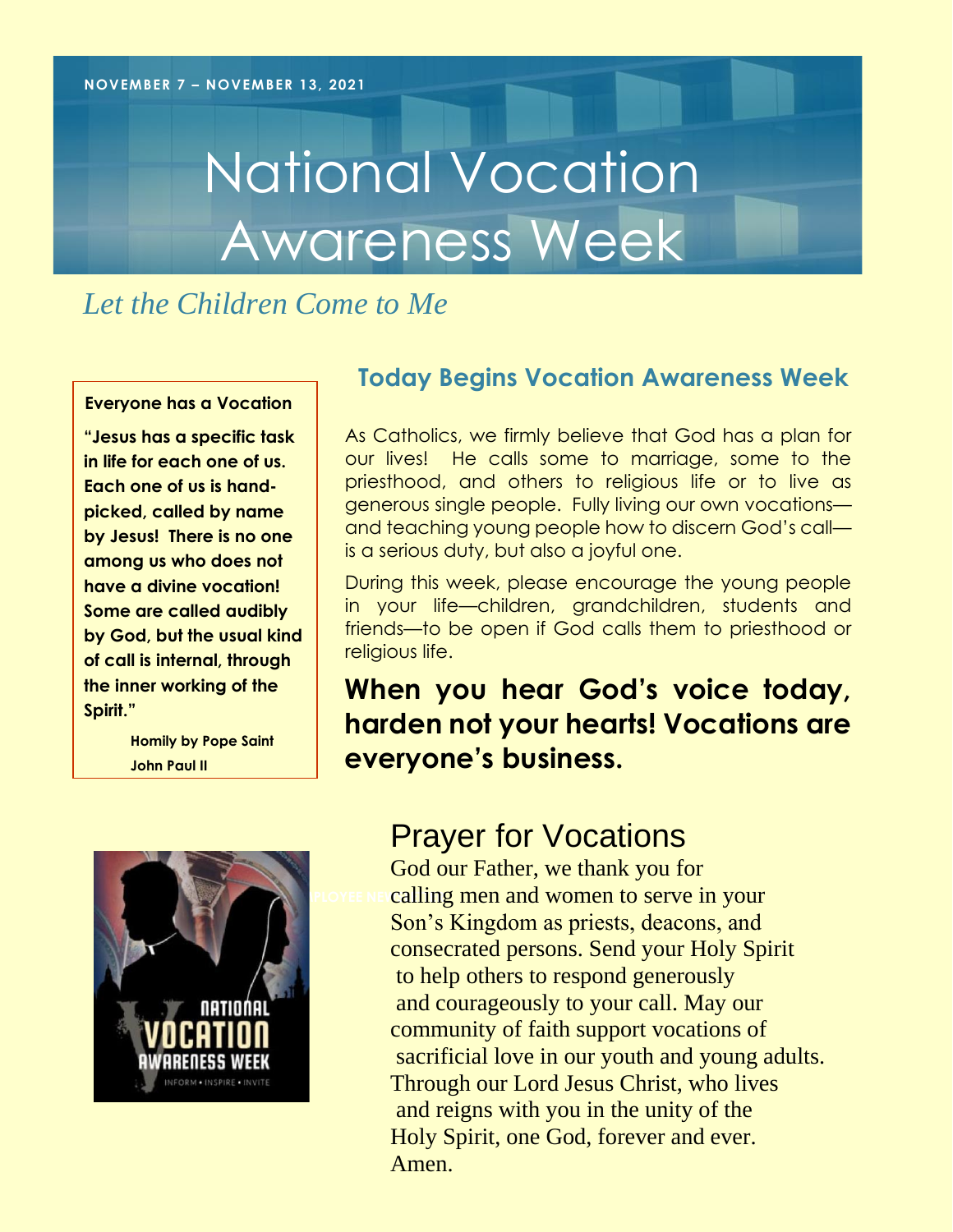NOVEMBER 7 – NOVEMBER 13, 2021

# National Vocation Awareness Week

*Let the Children Come to Me*

**Everyone has a Vocation**

**"Jesus has a specific task in life for each one of us. Each one of us is hand-picked, called by name by Jesus! There is no one among us who does not have a divine vocation! Some are called audibly by God, but the usual kind of call is internal, through the inner working of the Spirit."**

**Homily by Pope Saint John Paul II**

## Today Begins Vocation Awareness Week

As Catholics, we firmly believe that God has a plan for our lives! He calls some to marriage, some to the priesthood, and others to religious life or to live as generous single people. Fully living our own vocations—and teaching young people how to discern God's call—is a serious duty, but also a joyful one.

During this week, please encourage the young people in your life—children, grandchildren, students and friends—to be open if God calls them to priesthood or religious life.

**When you hear God's voice today, harden not your hearts! Vocations are everyone's business.**

## Prayer for Vocations

God our Father, we thank you for calling men and women to serve in your Son's Kingdom as priests, deacons, and consecrated persons. Send your Holy Spirit to help others to respond generously and courageously to your call. May our community of faith support vocations of sacrificial love in our youth and young adults. Through our Lord Jesus Christ, who lives and reigns with you in the unity of the Holy Spirit, one God, forever and ever. Amen.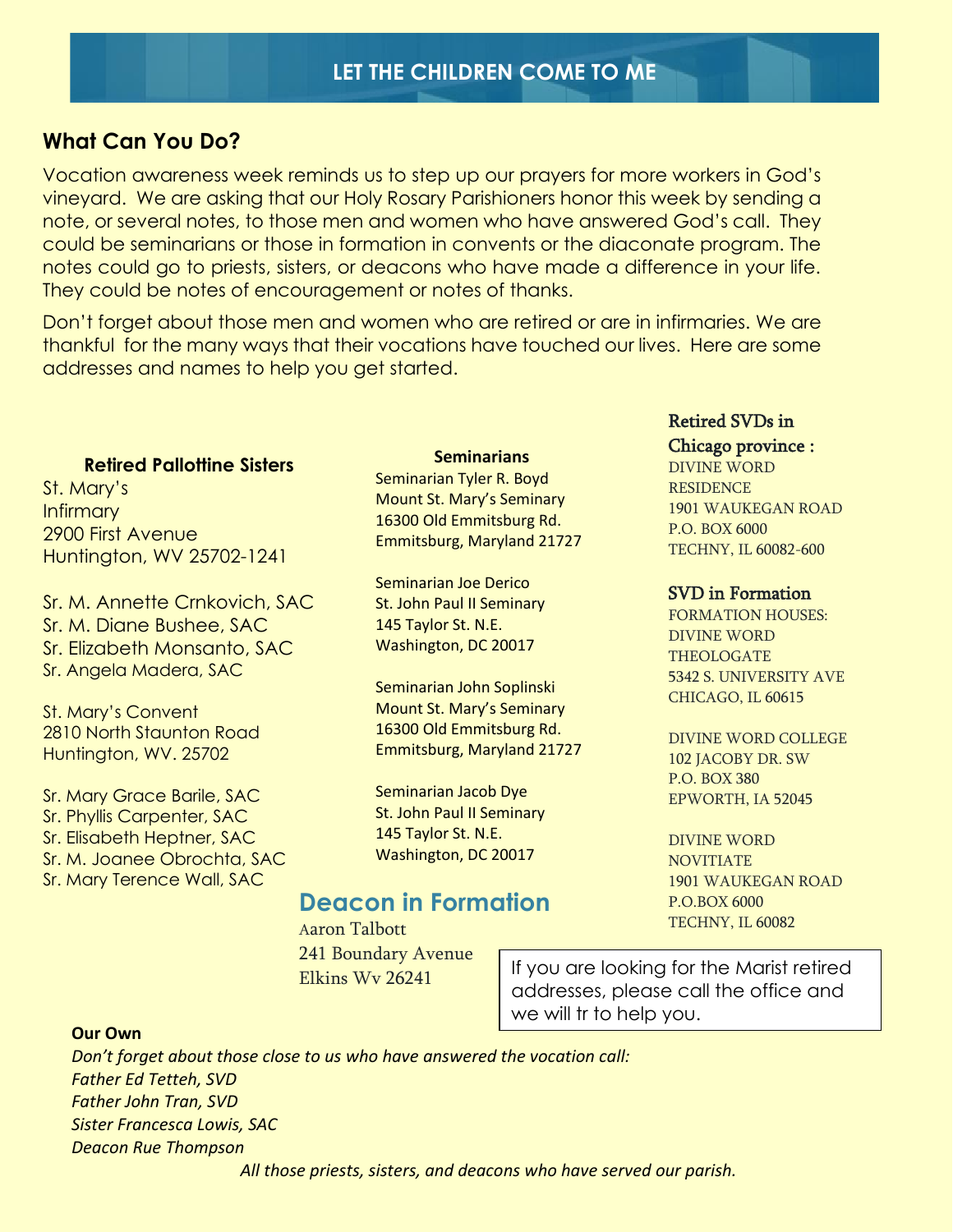## LET THE CHILDREN COME TO ME

### What Can You Do?

Vocation awareness week reminds us to step up our prayers for more workers in God's vineyard. We are asking that our Holy Rosary Parishioners honor this week by sending a note, or several notes, to those men and women who have answered God's call. They could be seminarians or those in formation in convents or the diaconate program. The notes could go to priests, sisters, or deacons who have made a difference in your life. They could be notes of encouragement or notes of thanks.

Don't forget about those men and women who are retired or are in infirmaries. We are thankful for the many ways that their vocations have touched our lives. Here are some addresses and names to help you get started.

**Retired Pallottine Sisters**

St. Mary's
Infirmary
2900 First Avenue
Huntington, WV 25702-1241

Sr. M. Annette Crnkovich, SAC
Sr. M. Diane Bushee, SAC
Sr. Elizabeth Monsanto, SAC
Sr. Angela Madera, SAC

St. Mary's Convent
2810 North Staunton Road
Huntington, WV. 25702

Sr. Mary Grace Barile, SAC
Sr. Phyllis Carpenter, SAC
Sr. Elisabeth Heptner, SAC
Sr. M. Joanee Obrochta, SAC
Sr. Mary Terence Wall, SAC

**Seminarians**

Seminarian Tyler R. Boyd
Mount St. Mary's Seminary
16300 Old Emmitsburg Rd.
Emmitsburg, Maryland 21727

Seminarian Joe Derico
St. John Paul II Seminary
145 Taylor St. N.E.
Washington, DC 20017

Seminarian John Soplinski
Mount St. Mary's Seminary
16300 Old Emmitsburg Rd.
Emmitsburg, Maryland 21727

Seminarian Jacob Dye
St. John Paul II Seminary
145 Taylor St. N.E.
Washington, DC 20017

### Deacon in Formation

Aaron Talbott
241 Boundary Avenue
Elkins Wv 26241

**Retired SVDs in Chicago province :**

DIVINE WORD
RESIDENCE
1901 WAUKEGAN ROAD
P.O. BOX 6000
TECHNY, IL 60082-600

**SVD in Formation**

FORMATION HOUSES:
DIVINE WORD
THEOLOGATE
5342 S. UNIVERSITY AVE
CHICAGO, IL 60615

DIVINE WORD COLLEGE
102 JACOBY DR. SW
P.O. BOX 380
EPWORTH, IA 52045

DIVINE WORD
NOVITIATE
1901 WAUKEGAN ROAD
P.O.BOX 6000
TECHNY, IL 60082

If you are looking for the Marist retired addresses, please call the office and we will tr to help you.

**Our Own**

*Don't forget about those close to us who have answered the vocation call:*
*Father Ed Tetteh, SVD*
*Father John Tran, SVD*
*Sister Francesca Lowis, SAC*
*Deacon Rue Thompson*

*All those priests, sisters, and deacons who have served our parish.*